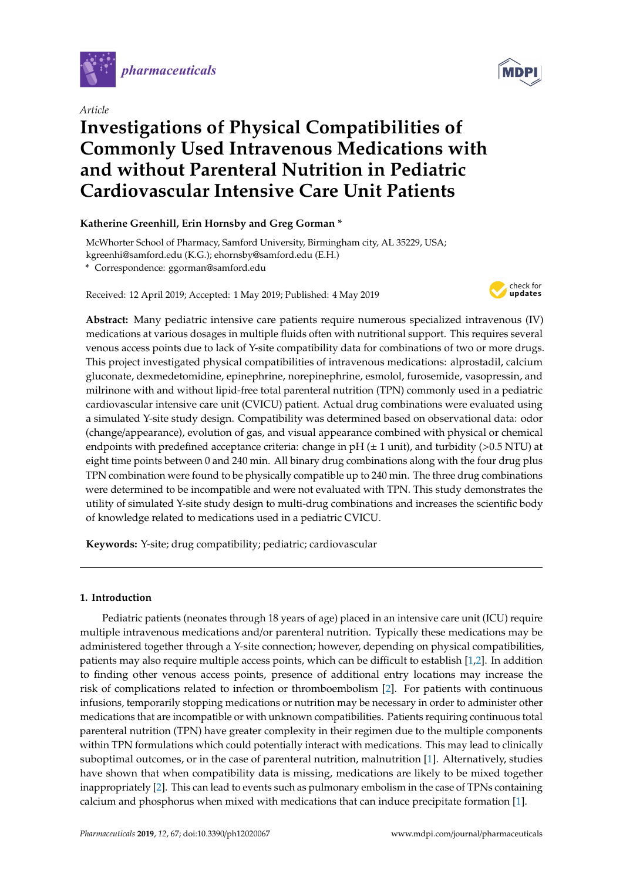*Article*

# Investigations of Physical Compatibilities of Commonly Used Intravenous Medications with and without Parenteral Nutrition in Pediatric Cardiovascular Intensive Care Unit Patients

**Katherine Greenhill, Erin Hornsby and Greg Gorman ***

McWhorter School of Pharmacy, Samford University, Birmingham city, AL 35229, USA; kgreenhi@samford.edu (K.G.); ehornsby@samford.edu (E.H.)

* Correspondence: ggorman@samford.edu

Received: 12 April 2019; Accepted: 1 May 2019; Published: 4 May 2019

**Abstract:** Many pediatric intensive care patients require numerous specialized intravenous (IV) medications at various dosages in multiple fluids often with nutritional support. This requires several venous access points due to lack of Y-site compatibility data for combinations of two or more drugs. This project investigated physical compatibilities of intravenous medications: alprostadil, calcium gluconate, dexmedetomidine, epinephrine, norepinephrine, esmolol, furosemide, vasopressin, and milrinone with and without lipid-free total parenteral nutrition (TPN) commonly used in a pediatric cardiovascular intensive care unit (CVICU) patient. Actual drug combinations were evaluated using a simulated Y-site study design. Compatibility was determined based on observational data: odor (change/appearance), evolution of gas, and visual appearance combined with physical or chemical endpoints with predefined acceptance criteria: change in pH (± 1 unit), and turbidity (>0.5 NTU) at eight time points between 0 and 240 min. All binary drug combinations along with the four drug plus TPN combination were found to be physically compatible up to 240 min. The three drug combinations were determined to be incompatible and were not evaluated with TPN. This study demonstrates the utility of simulated Y-site study design to multi-drug combinations and increases the scientific body of knowledge related to medications used in a pediatric CVICU.

**Keywords:** Y-site; drug compatibility; pediatric; cardiovascular

---

## 1. Introduction

Pediatric patients (neonates through 18 years of age) placed in an intensive care unit (ICU) require multiple intravenous medications and/or parenteral nutrition. Typically these medications may be administered together through a Y-site connection; however, depending on physical compatibilities, patients may also require multiple access points, which can be difficult to establish [1,2]. In addition to finding other venous access points, presence of additional entry locations may increase the risk of complications related to infection or thromboembolism [2]. For patients with continuous infusions, temporarily stopping medications or nutrition may be necessary in order to administer other medications that are incompatible or with unknown compatibilities. Patients requiring continuous total parenteral nutrition (TPN) have greater complexity in their regimen due to the multiple components within TPN formulations which could potentially interact with medications. This may lead to clinically suboptimal outcomes, or in the case of parenteral nutrition, malnutrition [1]. Alternatively, studies have shown that when compatibility data is missing, medications are likely to be mixed together inappropriately [2]. This can lead to events such as pulmonary embolism in the case of TPNs containing calcium and phosphorus when mixed with medications that can induce precipitate formation [1].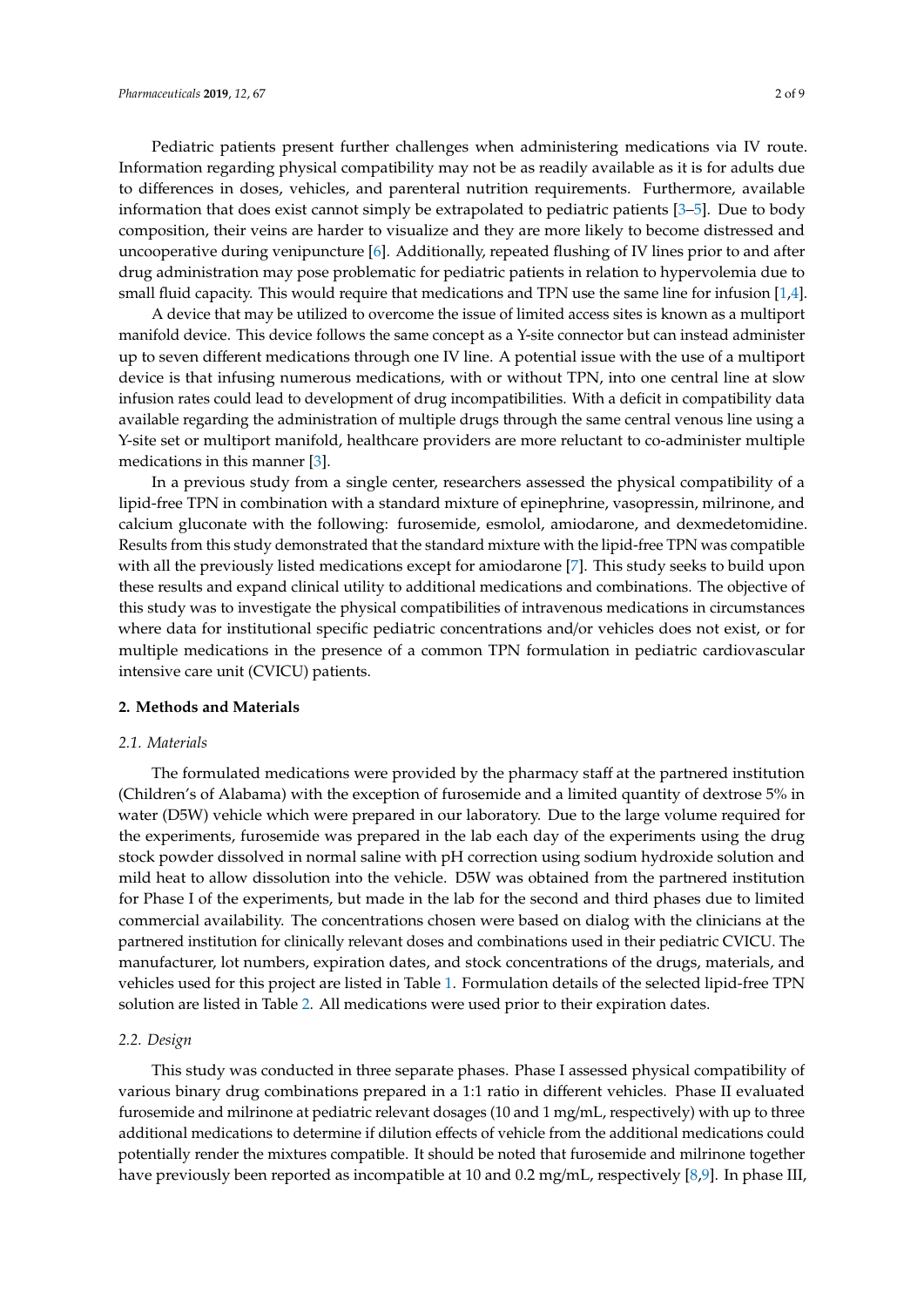Pediatric patients present further challenges when administering medications via IV route. Information regarding physical compatibility may not be as readily available as it is for adults due to differences in doses, vehicles, and parenteral nutrition requirements. Furthermore, available information that does exist cannot simply be extrapolated to pediatric patients [3–5]. Due to body composition, their veins are harder to visualize and they are more likely to become distressed and uncooperative during venipuncture [6]. Additionally, repeated flushing of IV lines prior to and after drug administration may pose problematic for pediatric patients in relation to hypervolemia due to small fluid capacity. This would require that medications and TPN use the same line for infusion [1,4].

A device that may be utilized to overcome the issue of limited access sites is known as a multiport manifold device. This device follows the same concept as a Y-site connector but can instead administer up to seven different medications through one IV line. A potential issue with the use of a multiport device is that infusing numerous medications, with or without TPN, into one central line at slow infusion rates could lead to development of drug incompatibilities. With a deficit in compatibility data available regarding the administration of multiple drugs through the same central venous line using a Y-site set or multiport manifold, healthcare providers are more reluctant to co-administer multiple medications in this manner [3].

In a previous study from a single center, researchers assessed the physical compatibility of a lipid-free TPN in combination with a standard mixture of epinephrine, vasopressin, milrinone, and calcium gluconate with the following: furosemide, esmolol, amiodarone, and dexmedetomidine. Results from this study demonstrated that the standard mixture with the lipid-free TPN was compatible with all the previously listed medications except for amiodarone [7]. This study seeks to build upon these results and expand clinical utility to additional medications and combinations. The objective of this study was to investigate the physical compatibilities of intravenous medications in circumstances where data for institutional specific pediatric concentrations and/or vehicles does not exist, or for multiple medications in the presence of a common TPN formulation in pediatric cardiovascular intensive care unit (CVICU) patients.

## 2. Methods and Materials

### 2.1. Materials

The formulated medications were provided by the pharmacy staff at the partnered institution (Children's of Alabama) with the exception of furosemide and a limited quantity of dextrose 5% in water (D5W) vehicle which were prepared in our laboratory. Due to the large volume required for the experiments, furosemide was prepared in the lab each day of the experiments using the drug stock powder dissolved in normal saline with pH correction using sodium hydroxide solution and mild heat to allow dissolution into the vehicle. D5W was obtained from the partnered institution for Phase I of the experiments, but made in the lab for the second and third phases due to limited commercial availability. The concentrations chosen were based on dialog with the clinicians at the partnered institution for clinically relevant doses and combinations used in their pediatric CVICU. The manufacturer, lot numbers, expiration dates, and stock concentrations of the drugs, materials, and vehicles used for this project are listed in Table 1. Formulation details of the selected lipid-free TPN solution are listed in Table 2. All medications were used prior to their expiration dates.

### 2.2. Design

This study was conducted in three separate phases. Phase I assessed physical compatibility of various binary drug combinations prepared in a 1:1 ratio in different vehicles. Phase II evaluated furosemide and milrinone at pediatric relevant dosages (10 and 1 mg/mL, respectively) with up to three additional medications to determine if dilution effects of vehicle from the additional medications could potentially render the mixtures compatible. It should be noted that furosemide and milrinone together have previously been reported as incompatible at 10 and 0.2 mg/mL, respectively [8,9]. In phase III,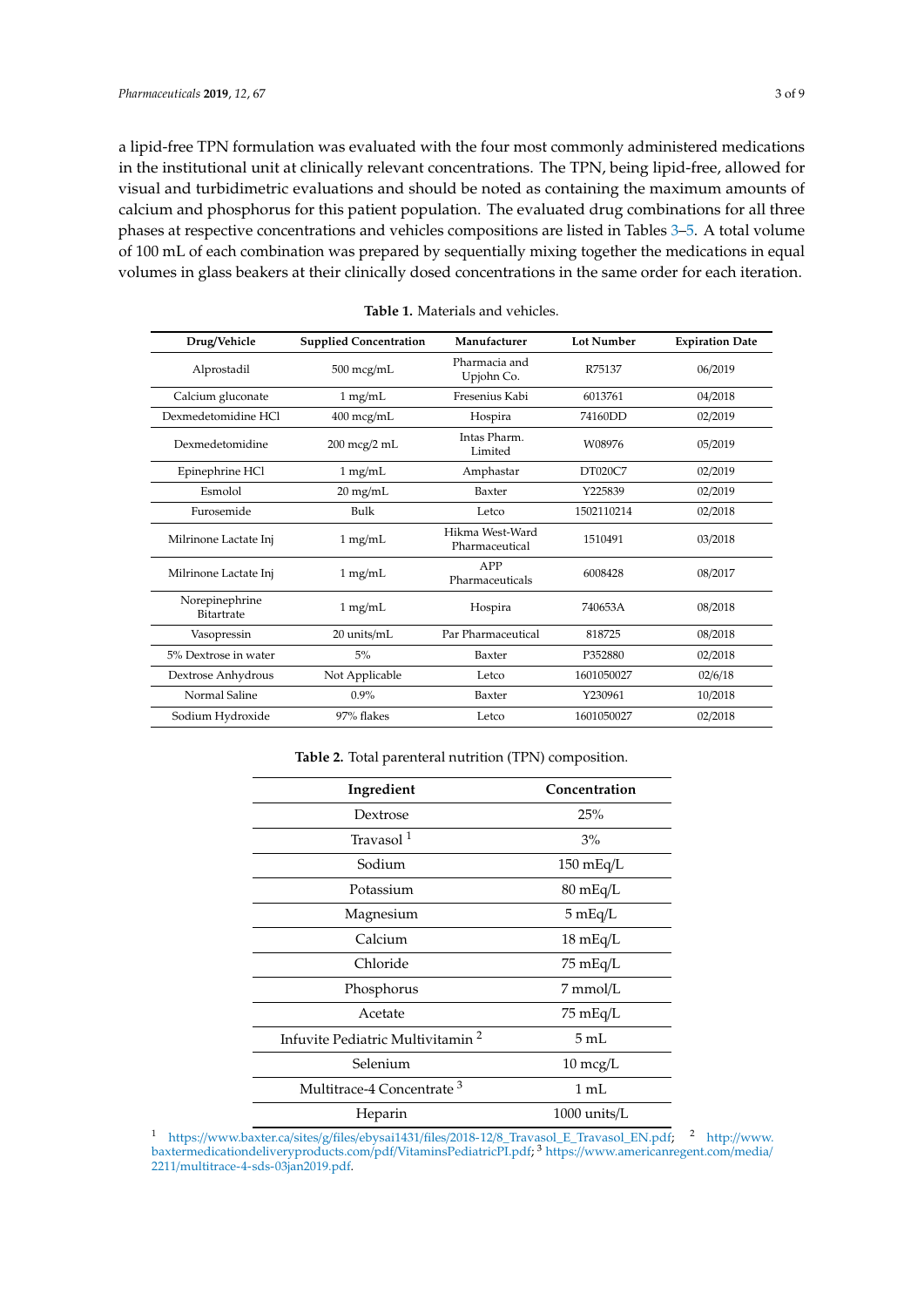a lipid-free TPN formulation was evaluated with the four most commonly administered medications in the institutional unit at clinically relevant concentrations. The TPN, being lipid-free, allowed for visual and turbidimetric evaluations and should be noted as containing the maximum amounts of calcium and phosphorus for this patient population. The evaluated drug combinations for all three phases at respective concentrations and vehicles compositions are listed in Tables 3–5. A total volume of 100 mL of each combination was prepared by sequentially mixing together the medications in equal volumes in glass beakers at their clinically dosed concentrations in the same order for each iteration.

**Table 1.** Materials and vehicles.

| Drug/Vehicle | Supplied Concentration | Manufacturer | Lot Number | Expiration Date |
|---|---|---|---|---|
| Alprostadil | 500 mcg/mL | Pharmacia and Upjohn Co. | R75137 | 06/2019 |
| Calcium gluconate | 1 mg/mL | Fresenius Kabi | 6013761 | 04/2018 |
| Dexmedetomidine HCl | 400 mcg/mL | Hospira | 74160DD | 02/2019 |
| Dexmedetomidine | 200 mcg/2 mL | Intas Pharm. Limited | W08976 | 05/2019 |
| Epinephrine HCl | 1 mg/mL | Amphastar | DT020C7 | 02/2019 |
| Esmolol | 20 mg/mL | Baxter | Y225839 | 02/2019 |
| Furosemide | Bulk | Letco | 1502110214 | 02/2018 |
| Milrinone Lactate Inj | 1 mg/mL | Hikma West-Ward Pharmaceutical | 1510491 | 03/2018 |
| Milrinone Lactate Inj | 1 mg/mL | APP Pharmaceuticals | 6008428 | 08/2017 |
| Norepinephrine Bitartrate | 1 mg/mL | Hospira | 740653A | 08/2018 |
| Vasopressin | 20 units/mL | Par Pharmaceutical | 818725 | 08/2018 |
| 5% Dextrose in water | 5% | Baxter | P352880 | 02/2018 |
| Dextrose Anhydrous | Not Applicable | Letco | 1601050027 | 02/6/18 |
| Normal Saline | 0.9% | Baxter | Y230961 | 10/2018 |
| Sodium Hydroxide | 97% flakes | Letco | 1601050027 | 02/2018 |

**Table 2.** Total parenteral nutrition (TPN) composition.

| Ingredient | Concentration |
|---|---|
| Dextrose | 25% |
| Travasol [1] | 3% |
| Sodium | 150 mEq/L |
| Potassium | 80 mEq/L |
| Magnesium | 5 mEq/L |
| Calcium | 18 mEq/L |
| Chloride | 75 mEq/L |
| Phosphorus | 7 mmol/L |
| Acetate | 75 mEq/L |
| Infuvite Pediatric Multivitamin [2] | 5 mL |
| Selenium | 10 mcg/L |
| Multitrace-4 Concentrate [3] | 1 mL |
| Heparin | 1000 units/L |

[1] https://www.baxter.ca/sites/g/files/ebysai1431/files/2018-12/8_Travasol_E_Travasol_EN.pdf; [2] http://www.baxtermedicationdeliveryproducts.com/pdf/VitaminsPediatricPI.pdf; [3] https://www.americanregent.com/media/2211/multitrace-4-sds-03jan2019.pdf.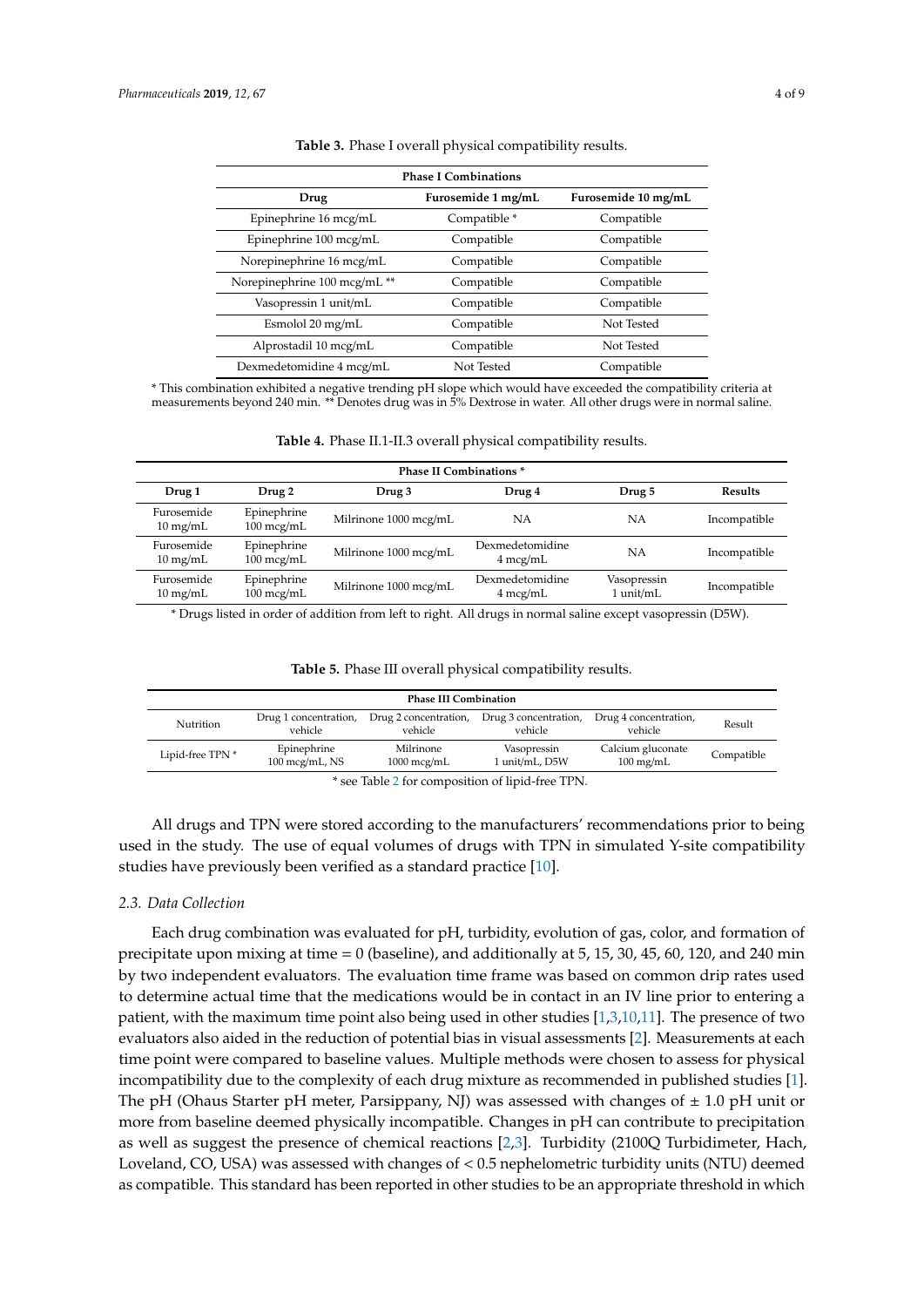**Table 3.** Phase I overall physical compatibility results.

| Phase I Combinations | | |
|---|---|---|
| **Drug** | **Furosemide 1 mg/mL** | **Furosemide 10 mg/mL** |
| Epinephrine 16 mcg/mL | Compatible * | Compatible |
| Epinephrine 100 mcg/mL | Compatible | Compatible |
| Norepinephrine 16 mcg/mL | Compatible | Compatible |
| Norepinephrine 100 mcg/mL ** | Compatible | Compatible |
| Vasopressin 1 unit/mL | Compatible | Compatible |
| Esmolol 20 mg/mL | Compatible | Not Tested |
| Alprostadil 10 mcg/mL | Compatible | Not Tested |
| Dexmedetomidine 4 mcg/mL | Not Tested | Compatible |

* This combination exhibited a negative trending pH slope which would have exceeded the compatibility criteria at measurements beyond 240 min. ** Denotes drug was in 5% Dextrose in water. All other drugs were in normal saline.

**Table 4.** Phase II.1-II.3 overall physical compatibility results.

| Phase II Combinations * | | | | | |
|---|---|---|---|---|---|
| **Drug 1** | **Drug 2** | **Drug 3** | **Drug 4** | **Drug 5** | **Results** |
| Furosemide 10 mg/mL | Epinephrine 100 mcg/mL | Milrinone 1000 mcg/mL | NA | NA | Incompatible |
| Furosemide 10 mg/mL | Epinephrine 100 mcg/mL | Milrinone 1000 mcg/mL | Dexmedetomidine 4 mcg/mL | NA | Incompatible |
| Furosemide 10 mg/mL | Epinephrine 100 mcg/mL | Milrinone 1000 mcg/mL | Dexmedetomidine 4 mcg/mL | Vasopressin 1 unit/mL | Incompatible |

* Drugs listed in order of addition from left to right. All drugs in normal saline except vasopressin (D5W).

**Table 5.** Phase III overall physical compatibility results.

| Phase III Combination | | | | | |
|---|---|---|---|---|---|
| Nutrition | Drug 1 concentration, vehicle | Drug 2 concentration, vehicle | Drug 3 concentration, vehicle | Drug 4 concentration, vehicle | Result |
| Lipid-free TPN * | Epinephrine 100 mcg/mL, NS | Milrinone 1000 mcg/mL | Vasopressin 1 unit/mL, D5W | Calcium gluconate 100 mg/mL | Compatible |

* see Table 2 for composition of lipid-free TPN.

All drugs and TPN were stored according to the manufacturers' recommendations prior to being used in the study. The use of equal volumes of drugs with TPN in simulated Y-site compatibility studies have previously been verified as a standard practice [10].

### 2.3. Data Collection

Each drug combination was evaluated for pH, turbidity, evolution of gas, color, and formation of precipitate upon mixing at time = 0 (baseline), and additionally at 5, 15, 30, 45, 60, 120, and 240 min by two independent evaluators. The evaluation time frame was based on common drip rates used to determine actual time that the medications would be in contact in an IV line prior to entering a patient, with the maximum time point also being used in other studies [1,3,10,11]. The presence of two evaluators also aided in the reduction of potential bias in visual assessments [2]. Measurements at each time point were compared to baseline values. Multiple methods were chosen to assess for physical incompatibility due to the complexity of each drug mixture as recommended in published studies [1]. The pH (Ohaus Starter pH meter, Parsippany, NJ) was assessed with changes of $\pm$ 1.0 pH unit or more from baseline deemed physically incompatible. Changes in pH can contribute to precipitation as well as suggest the presence of chemical reactions [2,3]. Turbidity (2100Q Turbidimeter, Hach, Loveland, CO, USA) was assessed with changes of $< 0.5$ nephelometric turbidity units (NTU) deemed as compatible. This standard has been reported in other studies to be an appropriate threshold in which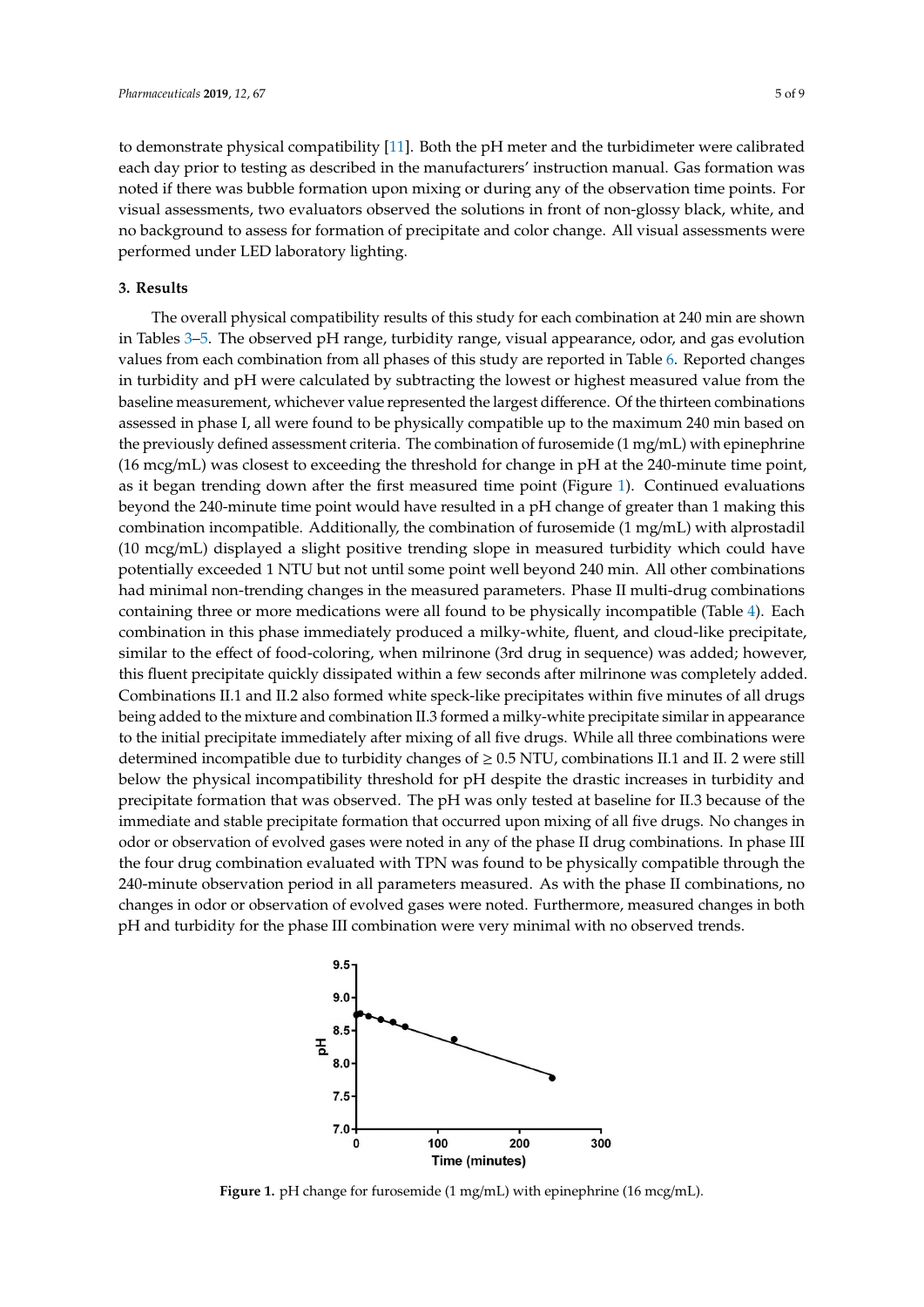to demonstrate physical compatibility [11]. Both the pH meter and the turbidimeter were calibrated each day prior to testing as described in the manufacturers' instruction manual. Gas formation was noted if there was bubble formation upon mixing or during any of the observation time points. For visual assessments, two evaluators observed the solutions in front of non-glossy black, white, and no background to assess for formation of precipitate and color change. All visual assessments were performed under LED laboratory lighting.

## 3. Results

The overall physical compatibility results of this study for each combination at 240 min are shown in Tables 3–5. The observed pH range, turbidity range, visual appearance, odor, and gas evolution values from each combination from all phases of this study are reported in Table 6. Reported changes in turbidity and pH were calculated by subtracting the lowest or highest measured value from the baseline measurement, whichever value represented the largest difference. Of the thirteen combinations assessed in phase I, all were found to be physically compatible up to the maximum 240 min based on the previously defined assessment criteria. The combination of furosemide (1 mg/mL) with epinephrine (16 mcg/mL) was closest to exceeding the threshold for change in pH at the 240-minute time point, as it began trending down after the first measured time point (Figure 1). Continued evaluations beyond the 240-minute time point would have resulted in a pH change of greater than 1 making this combination incompatible. Additionally, the combination of furosemide (1 mg/mL) with alprostadil (10 mcg/mL) displayed a slight positive trending slope in measured turbidity which could have potentially exceeded 1 NTU but not until some point well beyond 240 min. All other combinations had minimal non-trending changes in the measured parameters. Phase II multi-drug combinations containing three or more medications were all found to be physically incompatible (Table 4). Each combination in this phase immediately produced a milky-white, fluent, and cloud-like precipitate, similar to the effect of food-coloring, when milrinone (3rd drug in sequence) was added; however, this fluent precipitate quickly dissipated within a few seconds after milrinone was completely added. Combinations II.1 and II.2 also formed white speck-like precipitates within five minutes of all drugs being added to the mixture and combination II.3 formed a milky-white precipitate similar in appearance to the initial precipitate immediately after mixing of all five drugs. While all three combinations were determined incompatible due to turbidity changes of $\geq 0.5$ NTU, combinations II.1 and II. 2 were still below the physical incompatibility threshold for pH despite the drastic increases in turbidity and precipitate formation that was observed. The pH was only tested at baseline for II.3 because of the immediate and stable precipitate formation that occurred upon mixing of all five drugs. No changes in odor or observation of evolved gases were noted in any of the phase II drug combinations. In phase III the four drug combination evaluated with TPN was found to be physically compatible through the 240-minute observation period in all parameters measured. As with the phase II combinations, no changes in odor or observation of evolved gases were noted. Furthermore, measured changes in both pH and turbidity for the phase III combination were very minimal with no observed trends.

**Figure 1.** pH change for furosemide (1 mg/mL) with epinephrine (16 mcg/mL).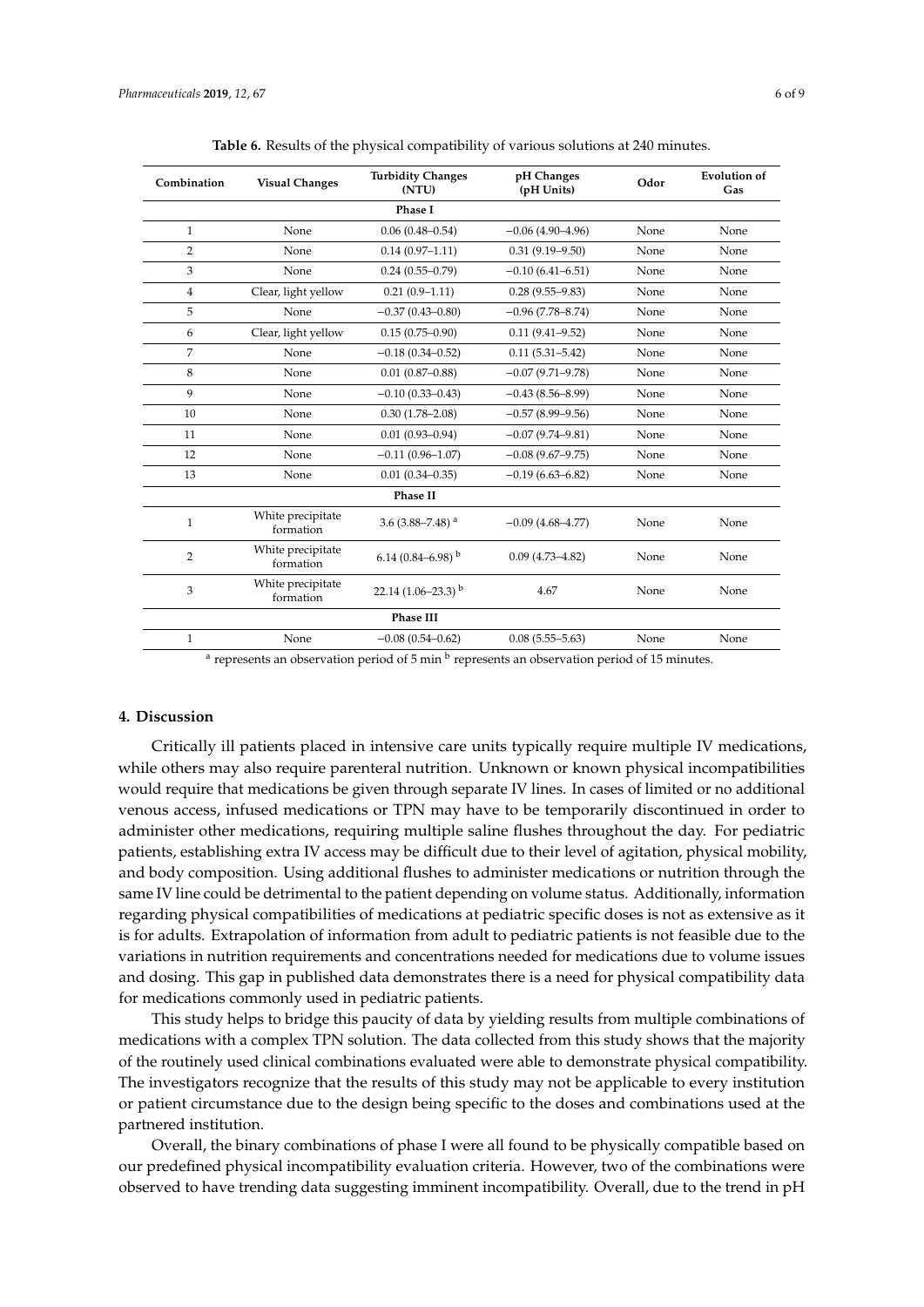**Table 6.** Results of the physical compatibility of various solutions at 240 minutes.

| Combination | Visual Changes | Turbidity Changes (NTU) | pH Changes (pH Units) | Odor | Evolution of Gas |
|---|---|---|---|---|---|
| **Phase I** | | | | | |
| 1 | None | 0.06 (0.48–0.54) | −0.06 (4.90–4.96) | None | None |
| 2 | None | 0.14 (0.97–1.11) | 0.31 (9.19–9.50) | None | None |
| 3 | None | 0.24 (0.55–0.79) | −0.10 (6.41–6.51) | None | None |
| 4 | Clear, light yellow | 0.21 (0.9–1.11) | 0.28 (9.55–9.83) | None | None |
| 5 | None | −0.37 (0.43–0.80) | −0.96 (7.78–8.74) | None | None |
| 6 | Clear, light yellow | 0.15 (0.75–0.90) | 0.11 (9.41–9.52) | None | None |
| 7 | None | −0.18 (0.34–0.52) | 0.11 (5.31–5.42) | None | None |
| 8 | None | 0.01 (0.87–0.88) | −0.07 (9.71–9.78) | None | None |
| 9 | None | −0.10 (0.33–0.43) | −0.43 (8.56–8.99) | None | None |
| 10 | None | 0.30 (1.78–2.08) | −0.57 (8.99–9.56) | None | None |
| 11 | None | 0.01 (0.93–0.94) | −0.07 (9.74–9.81) | None | None |
| 12 | None | −0.11 (0.96–1.07) | −0.08 (9.67–9.75) | None | None |
| 13 | None | 0.01 (0.34–0.35) | −0.19 (6.63–6.82) | None | None |
| **Phase II** | | | | | |
| 1 | White precipitate formation | 3.6 (3.88–7.48) [a] | −0.09 (4.68–4.77) | None | None |
| 2 | White precipitate formation | 6.14 (0.84–6.98) [b] | 0.09 (4.73–4.82) | None | None |
| 3 | White precipitate formation | 22.14 (1.06–23.3) [b] | 4.67 | None | None |
| **Phase III** | | | | | |
| 1 | None | −0.08 (0.54–0.62) | 0.08 (5.55–5.63) | None | None |

[a] represents an observation period of 5 min [b] represents an observation period of 15 minutes.

## 4. Discussion

Critically ill patients placed in intensive care units typically require multiple IV medications, while others may also require parenteral nutrition. Unknown or known physical incompatibilities would require that medications be given through separate IV lines. In cases of limited or no additional venous access, infused medications or TPN may have to be temporarily discontinued in order to administer other medications, requiring multiple saline flushes throughout the day. For pediatric patients, establishing extra IV access may be difficult due to their level of agitation, physical mobility, and body composition. Using additional flushes to administer medications or nutrition through the same IV line could be detrimental to the patient depending on volume status. Additionally, information regarding physical compatibilities of medications at pediatric specific doses is not as extensive as it is for adults. Extrapolation of information from adult to pediatric patients is not feasible due to the variations in nutrition requirements and concentrations needed for medications due to volume issues and dosing. This gap in published data demonstrates there is a need for physical compatibility data for medications commonly used in pediatric patients.

This study helps to bridge this paucity of data by yielding results from multiple combinations of medications with a complex TPN solution. The data collected from this study shows that the majority of the routinely used clinical combinations evaluated were able to demonstrate physical compatibility. The investigators recognize that the results of this study may not be applicable to every institution or patient circumstance due to the design being specific to the doses and combinations used at the partnered institution.

Overall, the binary combinations of phase I were all found to be physically compatible based on our predefined physical incompatibility evaluation criteria. However, two of the combinations were observed to have trending data suggesting imminent incompatibility. Overall, due to the trend in pH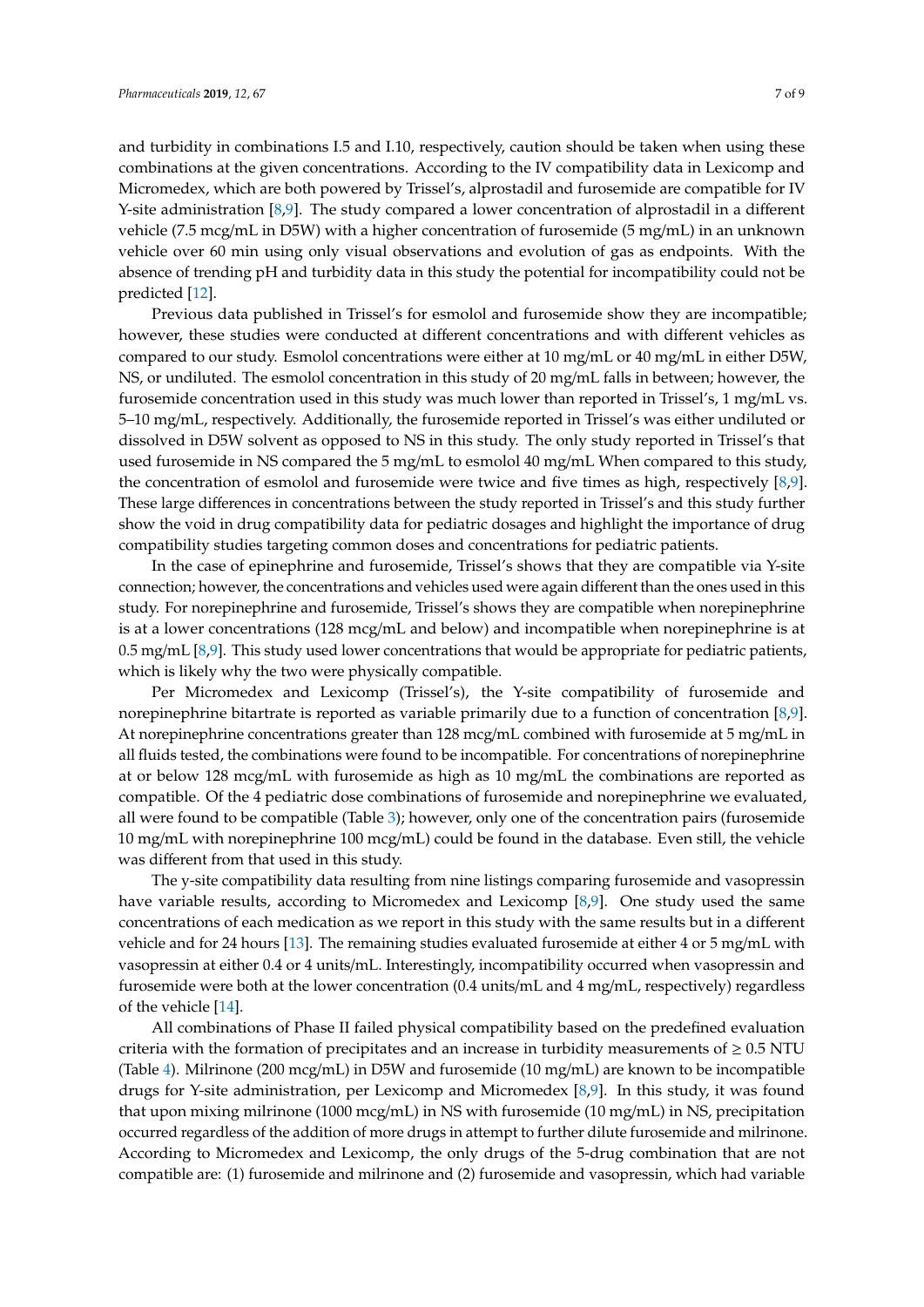and turbidity in combinations I.5 and I.10, respectively, caution should be taken when using these combinations at the given concentrations. According to the IV compatibility data in Lexicomp and Micromedex, which are both powered by Trissel's, alprostadil and furosemide are compatible for IV Y-site administration [8,9]. The study compared a lower concentration of alprostadil in a different vehicle (7.5 mcg/mL in D5W) with a higher concentration of furosemide (5 mg/mL) in an unknown vehicle over 60 min using only visual observations and evolution of gas as endpoints. With the absence of trending pH and turbidity data in this study the potential for incompatibility could not be predicted [12].

Previous data published in Trissel's for esmolol and furosemide show they are incompatible; however, these studies were conducted at different concentrations and with different vehicles as compared to our study. Esmolol concentrations were either at 10 mg/mL or 40 mg/mL in either D5W, NS, or undiluted. The esmolol concentration in this study of 20 mg/mL falls in between; however, the furosemide concentration used in this study was much lower than reported in Trissel's, 1 mg/mL vs. 5–10 mg/mL, respectively. Additionally, the furosemide reported in Trissel's was either undiluted or dissolved in D5W solvent as opposed to NS in this study. The only study reported in Trissel's that used furosemide in NS compared the 5 mg/mL to esmolol 40 mg/mL When compared to this study, the concentration of esmolol and furosemide were twice and five times as high, respectively [8,9]. These large differences in concentrations between the study reported in Trissel's and this study further show the void in drug compatibility data for pediatric dosages and highlight the importance of drug compatibility studies targeting common doses and concentrations for pediatric patients.

In the case of epinephrine and furosemide, Trissel's shows that they are compatible via Y-site connection; however, the concentrations and vehicles used were again different than the ones used in this study. For norepinephrine and furosemide, Trissel's shows they are compatible when norepinephrine is at a lower concentrations (128 mcg/mL and below) and incompatible when norepinephrine is at 0.5 mg/mL [8,9]. This study used lower concentrations that would be appropriate for pediatric patients, which is likely why the two were physically compatible.

Per Micromedex and Lexicomp (Trissel's), the Y-site compatibility of furosemide and norepinephrine bitartrate is reported as variable primarily due to a function of concentration [8,9]. At norepinephrine concentrations greater than 128 mcg/mL combined with furosemide at 5 mg/mL in all fluids tested, the combinations were found to be incompatible. For concentrations of norepinephrine at or below 128 mcg/mL with furosemide as high as 10 mg/mL the combinations are reported as compatible. Of the 4 pediatric dose combinations of furosemide and norepinephrine we evaluated, all were found to be compatible (Table 3); however, only one of the concentration pairs (furosemide 10 mg/mL with norepinephrine 100 mcg/mL) could be found in the database. Even still, the vehicle was different from that used in this study.

The y-site compatibility data resulting from nine listings comparing furosemide and vasopressin have variable results, according to Micromedex and Lexicomp [8,9]. One study used the same concentrations of each medication as we report in this study with the same results but in a different vehicle and for 24 hours [13]. The remaining studies evaluated furosemide at either 4 or 5 mg/mL with vasopressin at either 0.4 or 4 units/mL. Interestingly, incompatibility occurred when vasopressin and furosemide were both at the lower concentration (0.4 units/mL and 4 mg/mL, respectively) regardless of the vehicle [14].

All combinations of Phase II failed physical compatibility based on the predefined evaluation criteria with the formation of precipitates and an increase in turbidity measurements of $\geq$ 0.5 NTU (Table 4). Milrinone (200 mcg/mL) in D5W and furosemide (10 mg/mL) are known to be incompatible drugs for Y-site administration, per Lexicomp and Micromedex [8,9]. In this study, it was found that upon mixing milrinone (1000 mcg/mL) in NS with furosemide (10 mg/mL) in NS, precipitation occurred regardless of the addition of more drugs in attempt to further dilute furosemide and milrinone. According to Micromedex and Lexicomp, the only drugs of the 5-drug combination that are not compatible are: (1) furosemide and milrinone and (2) furosemide and vasopressin, which had variable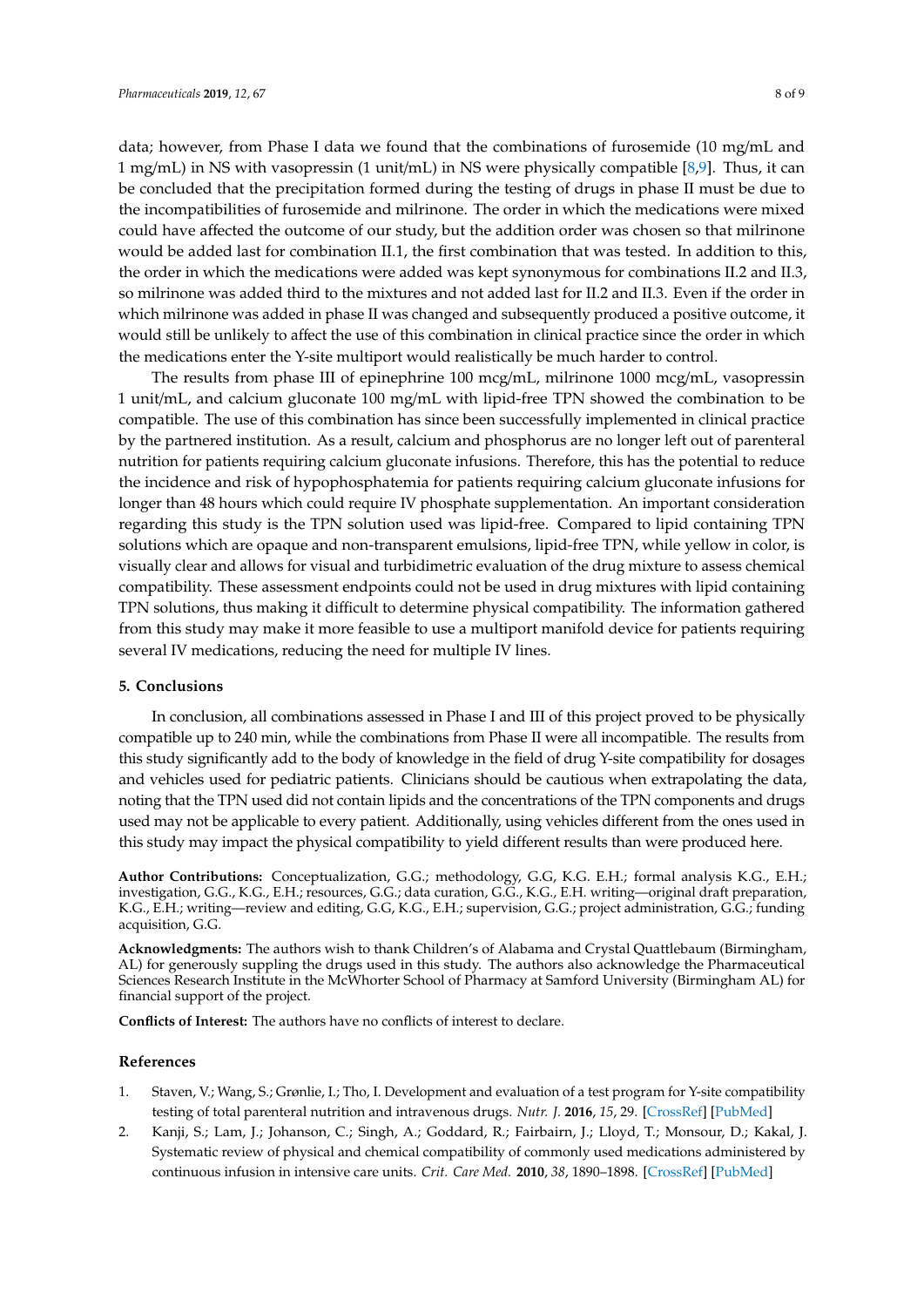data; however, from Phase I data we found that the combinations of furosemide (10 mg/mL and 1 mg/mL) in NS with vasopressin (1 unit/mL) in NS were physically compatible [8,9]. Thus, it can be concluded that the precipitation formed during the testing of drugs in phase II must be due to the incompatibilities of furosemide and milrinone. The order in which the medications were mixed could have affected the outcome of our study, but the addition order was chosen so that milrinone would be added last for combination II.1, the first combination that was tested. In addition to this, the order in which the medications were added was kept synonymous for combinations II.2 and II.3, so milrinone was added third to the mixtures and not added last for II.2 and II.3. Even if the order in which milrinone was added in phase II was changed and subsequently produced a positive outcome, it would still be unlikely to affect the use of this combination in clinical practice since the order in which the medications enter the Y-site multiport would realistically be much harder to control.

The results from phase III of epinephrine 100 mcg/mL, milrinone 1000 mcg/mL, vasopressin 1 unit/mL, and calcium gluconate 100 mg/mL with lipid-free TPN showed the combination to be compatible. The use of this combination has since been successfully implemented in clinical practice by the partnered institution. As a result, calcium and phosphorus are no longer left out of parenteral nutrition for patients requiring calcium gluconate infusions. Therefore, this has the potential to reduce the incidence and risk of hypophosphatemia for patients requiring calcium gluconate infusions for longer than 48 hours which could require IV phosphate supplementation. An important consideration regarding this study is the TPN solution used was lipid-free. Compared to lipid containing TPN solutions which are opaque and non-transparent emulsions, lipid-free TPN, while yellow in color, is visually clear and allows for visual and turbidimetric evaluation of the drug mixture to assess chemical compatibility. These assessment endpoints could not be used in drug mixtures with lipid containing TPN solutions, thus making it difficult to determine physical compatibility. The information gathered from this study may make it more feasible to use a multiport manifold device for patients requiring several IV medications, reducing the need for multiple IV lines.

## 5. Conclusions

In conclusion, all combinations assessed in Phase I and III of this project proved to be physically compatible up to 240 min, while the combinations from Phase II were all incompatible. The results from this study significantly add to the body of knowledge in the field of drug Y-site compatibility for dosages and vehicles used for pediatric patients. Clinicians should be cautious when extrapolating the data, noting that the TPN used did not contain lipids and the concentrations of the TPN components and drugs used may not be applicable to every patient. Additionally, using vehicles different from the ones used in this study may impact the physical compatibility to yield different results than were produced here.

**Author Contributions:** Conceptualization, G.G.; methodology, G.G, K.G. E.H.; formal analysis K.G., E.H.; investigation, G.G., K.G., E.H.; resources, G.G.; data curation, G.G., K.G., E.H. writing—original draft preparation, K.G., E.H.; writing—review and editing, G.G, K.G., E.H.; supervision, G.G.; project administration, G.G.; funding acquisition, G.G.

**Acknowledgments:** The authors wish to thank Children's of Alabama and Crystal Quattlebaum (Birmingham, AL) for generously suppling the drugs used in this study. The authors also acknowledge the Pharmaceutical Sciences Research Institute in the McWhorter School of Pharmacy at Samford University (Birmingham AL) for financial support of the project.

**Conflicts of Interest:** The authors have no conflicts of interest to declare.

## References

1. Staven, V.; Wang, S.; Grønlie, I.; Tho, I. Development and evaluation of a test program for Y-site compatibility testing of total parenteral nutrition and intravenous drugs. *Nutr. J.* **2016**, *15*, 29. [CrossRef] [PubMed]
2. Kanji, S.; Lam, J.; Johanson, C.; Singh, A.; Goddard, R.; Fairbairn, J.; Lloyd, T.; Monsour, D.; Kakal, J. Systematic review of physical and chemical compatibility of commonly used medications administered by continuous infusion in intensive care units. *Crit. Care Med.* **2010**, *38*, 1890–1898. [CrossRef] [PubMed]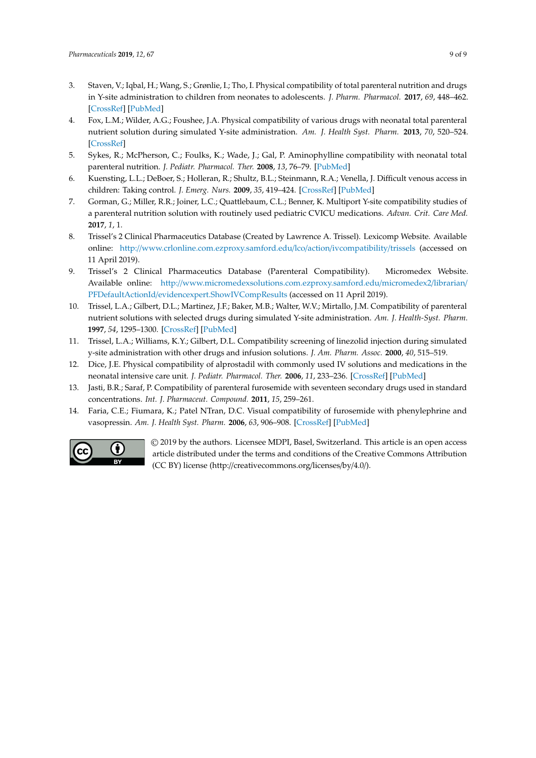3. Staven, V.; Iqbal, H.; Wang, S.; Grønlie, I.; Tho, I. Physical compatibility of total parenteral nutrition and drugs in Y-site administration to children from neonates to adolescents. *J. Pharm. Pharmacol.* **2017**, *69*, 448–462. [CrossRef] [PubMed]
4. Fox, L.M.; Wilder, A.G.; Foushee, J.A. Physical compatibility of various drugs with neonatal total parenteral nutrient solution during simulated Y-site administration. *Am. J. Health Syst. Pharm.* **2013**, *70*, 520–524. [CrossRef]
5. Sykes, R.; McPherson, C.; Foulks, K.; Wade, J.; Gal, P. Aminophylline compatibility with neonatal total parenteral nutrition. *J. Pediatr. Pharmacol. Ther.* **2008**, *13*, 76–79. [PubMed]
6. Kuensting, L.L.; DeBoer, S.; Holleran, R.; Shultz, B.L.; Steinmann, R.A.; Venella, J. Difficult venous access in children: Taking control. *J. Emerg. Nurs.* **2009**, *35*, 419–424. [CrossRef] [PubMed]
7. Gorman, G.; Miller, R.R.; Joiner, L.C.; Quattlebaum, C.L.; Benner, K. Multiport Y-site compatibility studies of a parenteral nutrition solution with routinely used pediatric CVICU medications. *Advan. Crit. Care Med.* **2017**, *1*, 1.
8. Trissel's 2 Clinical Pharmaceutics Database (Created by Lawrence A. Trissel). Lexicomp Website. Available online: http://www.crlonline.com.ezproxy.samford.edu/lco/action/ivcompatibility/trissels (accessed on 11 April 2019).
9. Trissel's 2 Clinical Pharmaceutics Database (Parenteral Compatibility). Micromedex Website. Available online: http://www.micromedexsolutions.com.ezproxy.samford.edu/micromedex2/librarian/PFDefaultActionId/evidencexpert.ShowIVCompResults (accessed on 11 April 2019).
10. Trissel, L.A.; Gilbert, D.L.; Martinez, J.F.; Baker, M.B.; Walter, W.V.; Mirtallo, J.M. Compatibility of parenteral nutrient solutions with selected drugs during simulated Y-site administration. *Am. J. Health-Syst. Pharm.* **1997**, *54*, 1295–1300. [CrossRef] [PubMed]
11. Trissel, L.A.; Williams, K.Y.; Gilbert, D.L. Compatibility screening of linezolid injection during simulated y-site administration with other drugs and infusion solutions. *J. Am. Pharm. Assoc.* **2000**, *40*, 515–519.
12. Dice, J.E. Physical compatibility of alprostadil with commonly used IV solutions and medications in the neonatal intensive care unit. *J. Pediatr. Pharmacol. Ther.* **2006**, *11*, 233–236. [CrossRef] [PubMed]
13. Jasti, B.R.; Saraf, P. Compatibility of parenteral furosemide with seventeen secondary drugs used in standard concentrations. *Int. J. Pharmaceut. Compound.* **2011**, *15*, 259–261.
14. Faria, C.E.; Fiumara, K.; Patel NTran, D.C. Visual compatibility of furosemide with phenylephrine and vasopressin. *Am. J. Health Syst. Pharm.* **2006**, *63*, 906–908. [CrossRef] [PubMed]

© 2019 by the authors. Licensee MDPI, Basel, Switzerland. This article is an open access article distributed under the terms and conditions of the Creative Commons Attribution (CC BY) license (http://creativecommons.org/licenses/by/4.0/).